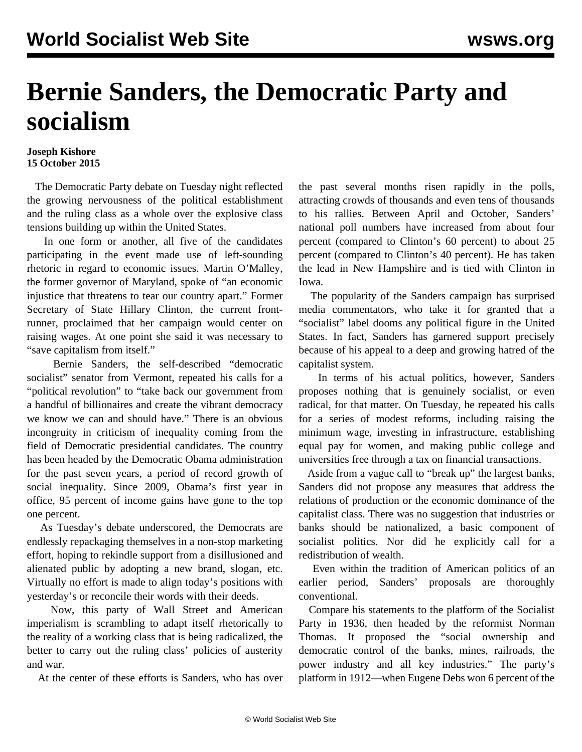# Bernie Sanders, the Democratic Party and socialism

**Joseph Kishore**
**15 October 2015**

The Democratic Party debate on Tuesday night reflected the growing nervousness of the political establishment and the ruling class as a whole over the explosive class tensions building up within the United States.

In one form or another, all five of the candidates participating in the event made use of left-sounding rhetoric in regard to economic issues. Martin O'Malley, the former governor of Maryland, spoke of "an economic injustice that threatens to tear our country apart." Former Secretary of State Hillary Clinton, the current front-runner, proclaimed that her campaign would center on raising wages. At one point she said it was necessary to "save capitalism from itself."

Bernie Sanders, the self-described "democratic socialist" senator from Vermont, repeated his calls for a "political revolution" to "take back our government from a handful of billionaires and create the vibrant democracy we know we can and should have." There is an obvious incongruity in criticism of inequality coming from the field of Democratic presidential candidates. The country has been headed by the Democratic Obama administration for the past seven years, a period of record growth of social inequality. Since 2009, Obama's first year in office, 95 percent of income gains have gone to the top one percent.

As Tuesday's debate underscored, the Democrats are endlessly repackaging themselves in a non-stop marketing effort, hoping to rekindle support from a disillusioned and alienated public by adopting a new brand, slogan, etc. Virtually no effort is made to align today's positions with yesterday's or reconcile their words with their deeds.

Now, this party of Wall Street and American imperialism is scrambling to adapt itself rhetorically to the reality of a working class that is being radicalized, the better to carry out the ruling class' policies of austerity and war.

At the center of these efforts is Sanders, who has over the past several months risen rapidly in the polls, attracting crowds of thousands and even tens of thousands to his rallies. Between April and October, Sanders' national poll numbers have increased from about four percent (compared to Clinton's 60 percent) to about 25 percent (compared to Clinton's 40 percent). He has taken the lead in New Hampshire and is tied with Clinton in Iowa.

The popularity of the Sanders campaign has surprised media commentators, who take it for granted that a "socialist" label dooms any political figure in the United States. In fact, Sanders has garnered support precisely because of his appeal to a deep and growing hatred of the capitalist system.

In terms of his actual politics, however, Sanders proposes nothing that is genuinely socialist, or even radical, for that matter. On Tuesday, he repeated his calls for a series of modest reforms, including raising the minimum wage, investing in infrastructure, establishing equal pay for women, and making public college and universities free through a tax on financial transactions.

Aside from a vague call to "break up" the largest banks, Sanders did not propose any measures that address the relations of production or the economic dominance of the capitalist class. There was no suggestion that industries or banks should be nationalized, a basic component of socialist politics. Nor did he explicitly call for a redistribution of wealth.

Even within the tradition of American politics of an earlier period, Sanders' proposals are thoroughly conventional.

Compare his statements to the platform of the Socialist Party in 1936, then headed by the reformist Norman Thomas. It proposed the "social ownership and democratic control of the banks, mines, railroads, the power industry and all key industries." The party's platform in 1912—when Eugene Debs won 6 percent of the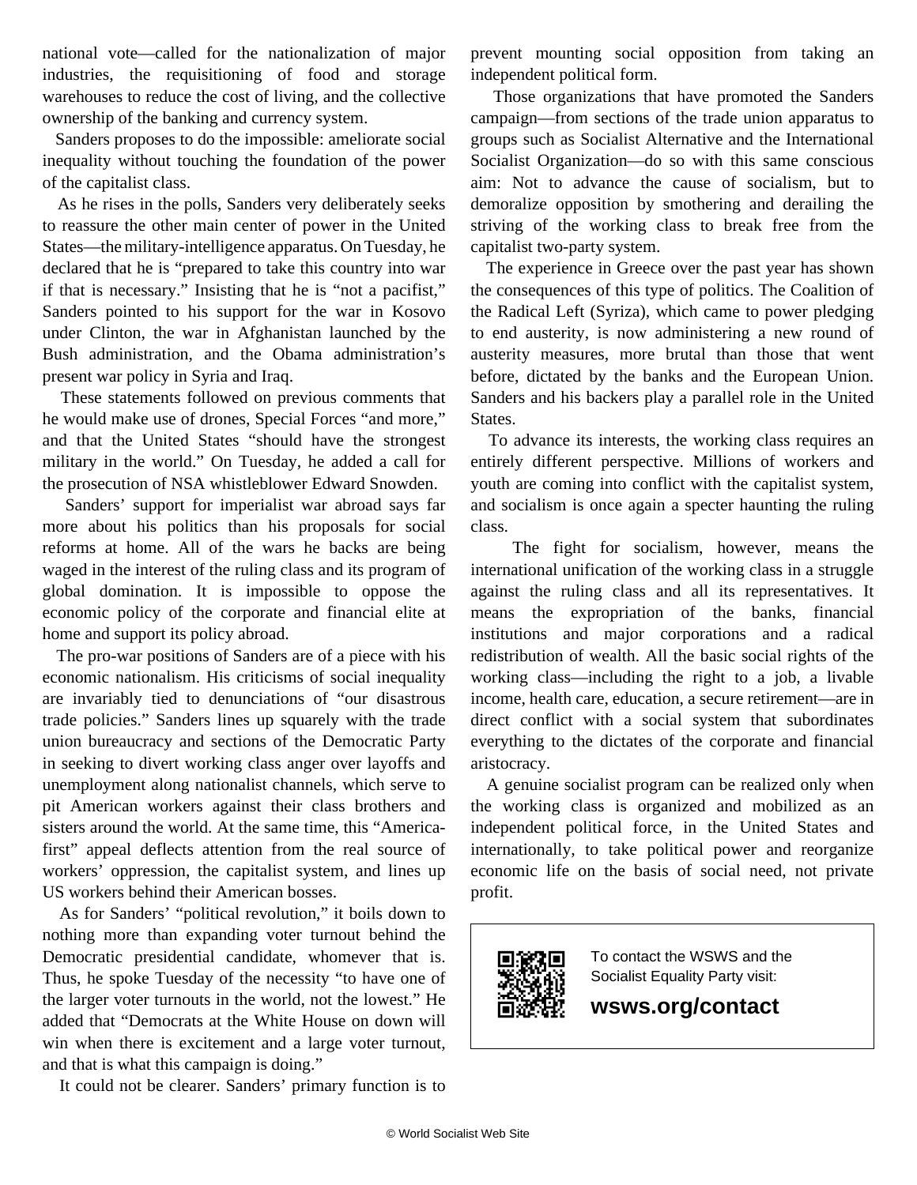national vote—called for the nationalization of major industries, the requisitioning of food and storage warehouses to reduce the cost of living, and the collective ownership of the banking and currency system.

Sanders proposes to do the impossible: ameliorate social inequality without touching the foundation of the power of the capitalist class.

As he rises in the polls, Sanders very deliberately seeks to reassure the other main center of power in the United States—the military-intelligence apparatus. On Tuesday, he declared that he is "prepared to take this country into war if that is necessary." Insisting that he is "not a pacifist," Sanders pointed to his support for the war in Kosovo under Clinton, the war in Afghanistan launched by the Bush administration, and the Obama administration's present war policy in Syria and Iraq.

These statements followed on previous comments that he would make use of drones, Special Forces "and more," and that the United States "should have the strongest military in the world." On Tuesday, he added a call for the prosecution of NSA whistleblower Edward Snowden.

Sanders' support for imperialist war abroad says far more about his politics than his proposals for social reforms at home. All of the wars he backs are being waged in the interest of the ruling class and its program of global domination. It is impossible to oppose the economic policy of the corporate and financial elite at home and support its policy abroad.

The pro-war positions of Sanders are of a piece with his economic nationalism. His criticisms of social inequality are invariably tied to denunciations of "our disastrous trade policies." Sanders lines up squarely with the trade union bureaucracy and sections of the Democratic Party in seeking to divert working class anger over layoffs and unemployment along nationalist channels, which serve to pit American workers against their class brothers and sisters around the world. At the same time, this "America-first" appeal deflects attention from the real source of workers' oppression, the capitalist system, and lines up US workers behind their American bosses.

As for Sanders' "political revolution," it boils down to nothing more than expanding voter turnout behind the Democratic presidential candidate, whomever that is. Thus, he spoke Tuesday of the necessity "to have one of the larger voter turnouts in the world, not the lowest." He added that "Democrats at the White House on down will win when there is excitement and a large voter turnout, and that is what this campaign is doing."

It could not be clearer. Sanders' primary function is to prevent mounting social opposition from taking an independent political form.

Those organizations that have promoted the Sanders campaign—from sections of the trade union apparatus to groups such as Socialist Alternative and the International Socialist Organization—do so with this same conscious aim: Not to advance the cause of socialism, but to demoralize opposition by smothering and derailing the striving of the working class to break free from the capitalist two-party system.

The experience in Greece over the past year has shown the consequences of this type of politics. The Coalition of the Radical Left (Syriza), which came to power pledging to end austerity, is now administering a new round of austerity measures, more brutal than those that went before, dictated by the banks and the European Union. Sanders and his backers play a parallel role in the United States.

To advance its interests, the working class requires an entirely different perspective. Millions of workers and youth are coming into conflict with the capitalist system, and socialism is once again a specter haunting the ruling class.

The fight for socialism, however, means the international unification of the working class in a struggle against the ruling class and all its representatives. It means the expropriation of the banks, financial institutions and major corporations and a radical redistribution of wealth. All the basic social rights of the working class—including the right to a job, a livable income, health care, education, a secure retirement—are in direct conflict with a social system that subordinates everything to the dictates of the corporate and financial aristocracy.

A genuine socialist program can be realized only when the working class is organized and mobilized as an independent political force, in the United States and internationally, to take political power and reorganize economic life on the basis of social need, not private profit.

To contact the WSWS and the Socialist Equality Party visit:

**wsws.org/contact**